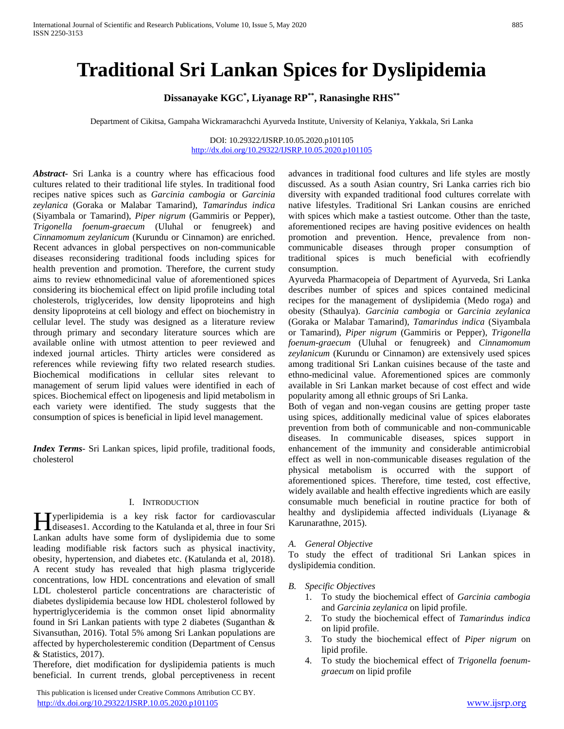# Traditional Sri Lankan Spices for Dyslipidemia

**Dissanayake KGC[*], Liyanage RP[**], Ranasinghe RHS[**]**

Department of Cikitsa, Gampaha Wickramarachchi Ayurveda Institute, University of Kelaniya, Yakkala, Sri Lanka

DOI: 10.29322/IJSRP.10.05.2020.p101105
http://dx.doi.org/10.29322/IJSRP.10.05.2020.p101105

***Abstract-*** Sri Lanka is a country where has efficacious food cultures related to their traditional life styles. In traditional food recipes native spices such as *Garcinia cambogia* or *Garcinia zeylanica* (Goraka or Malabar Tamarind), *Tamarindus indica* (Siyambala or Tamarind), *Piper nigrum* (Gammiris or Pepper), *Trigonella foenum-graecum* (Uluhal or fenugreek) and *Cinnamomum zeylanicum* (Kurundu or Cinnamon) are enriched. Recent advances in global perspectives on non-communicable diseases reconsidering traditional foods including spices for health prevention and promotion. Therefore, the current study aims to review ethnomedicinal value of aforementioned spices considering its biochemical effect on lipid profile including total cholesterols, triglycerides, low density lipoproteins and high density lipoproteins at cell biology and effect on biochemistry in cellular level. The study was designed as a literature review through primary and secondary literature sources which are available online with utmost attention to peer reviewed and indexed journal articles. Thirty articles were considered as references while reviewing fifty two related research studies. Biochemical modifications in cellular sites relevant to management of serum lipid values were identified in each of spices. Biochemical effect on lipogenesis and lipid metabolism in each variety were identified. The study suggests that the consumption of spices is beneficial in lipid level management.

***Index Terms-*** Sri Lankan spices, lipid profile, traditional foods, cholesterol

## I. Introduction

Hyperlipidemia is a key risk factor for cardiovascular diseases1. According to the Katulanda et al, three in four Sri Lankan adults have some form of dyslipidemia due to some leading modifiable risk factors such as physical inactivity, obesity, hypertension, and diabetes etc. (Katulanda et al, 2018). A recent study has revealed that high plasma triglyceride concentrations, low HDL concentrations and elevation of small LDL cholesterol particle concentrations are characteristic of diabetes dyslipidemia because low HDL cholesterol followed by hypertriglyceridemia is the common onset lipid abnormality found in Sri Lankan patients with type 2 diabetes (Suganthan & Sivansuthan, 2016). Total 5% among Sri Lankan populations are affected by hypercholesteremic condition (Department of Census & Statistics, 2017).

Therefore, diet modification for dyslipidemia patients is much beneficial. In current trends, global perceptiveness in recent advances in traditional food cultures and life styles are mostly discussed. As a south Asian country, Sri Lanka carries rich bio diversity with expanded traditional food cultures correlate with native lifestyles. Traditional Sri Lankan cousins are enriched with spices which make a tastiest outcome. Other than the taste, aforementioned recipes are having positive evidences on health promotion and prevention. Hence, prevalence from non-communicable diseases through proper consumption of traditional spices is much beneficial with ecofriendly consumption.

Ayurveda Pharmacopeia of Department of Ayurveda, Sri Lanka describes number of spices and spices contained medicinal recipes for the management of dyslipidemia (Medo roga) and obesity (Sthaulya). *Garcinia cambogia* or *Garcinia zeylanica* (Goraka or Malabar Tamarind), *Tamarindus indica* (Siyambala or Tamarind), *Piper nigrum* (Gammiris or Pepper), *Trigonella foenum-graecum* (Uluhal or fenugreek) and *Cinnamomum zeylanicum* (Kurundu or Cinnamon) are extensively used spices among traditional Sri Lankan cuisines because of the taste and ethno-medicinal value. Aforementioned spices are commonly available in Sri Lankan market because of cost effect and wide popularity among all ethnic groups of Sri Lanka.

Both of vegan and non-vegan cousins are getting proper taste using spices, additionally medicinal value of spices elaborates prevention from both of communicable and non-communicable diseases. In communicable diseases, spices support in enhancement of the immunity and considerable antimicrobial effect as well in non-communicable diseases regulation of the physical metabolism is occurred with the support of aforementioned spices. Therefore, time tested, cost effective, widely available and health effective ingredients which are easily consumable much beneficial in routine practice for both of healthy and dyslipidemia affected individuals (Liyanage & Karunarathne, 2015).

### A. General Objective

To study the effect of traditional Sri Lankan spices in dyslipidemia condition.

### B. Specific Objectives

1. To study the biochemical effect of *Garcinia cambogia* and *Garcinia zeylanica* on lipid profile.
2. To study the biochemical effect of *Tamarindus indica* on lipid profile.
3. To study the biochemical effect of *Piper nigrum* on lipid profile.
4. To study the biochemical effect of *Trigonella foenum-graecum* on lipid profile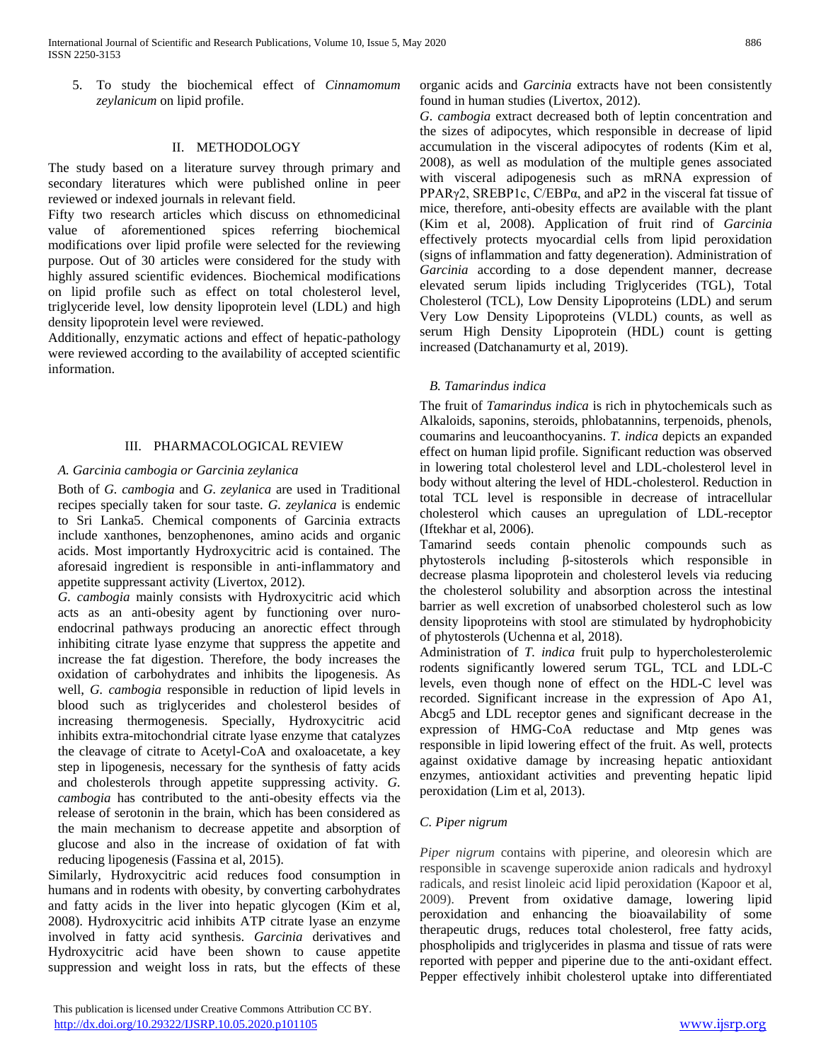5. To study the biochemical effect of *Cinnamomum zeylanicum* on lipid profile.

## II. METHODOLOGY

The study based on a literature survey through primary and secondary literatures which were published online in peer reviewed or indexed journals in relevant field.

Fifty two research articles which discuss on ethnomedicinal value of aforementioned spices referring biochemical modifications over lipid profile were selected for the reviewing purpose. Out of 30 articles were considered for the study with highly assured scientific evidences. Biochemical modifications on lipid profile such as effect on total cholesterol level, triglyceride level, low density lipoprotein level (LDL) and high density lipoprotein level were reviewed.

Additionally, enzymatic actions and effect of hepatic-pathology were reviewed according to the availability of accepted scientific information.

## III. PHARMACOLOGICAL REVIEW

### A. Garcinia cambogia or Garcinia zeylanica

Both of *G. cambogia* and *G. zeylanica* are used in Traditional recipes specially taken for sour taste. *G. zeylanica* is endemic to Sri Lanka5. Chemical components of Garcinia extracts include xanthones, benzophenones, amino acids and organic acids. Most importantly Hydroxycitric acid is contained. The aforesaid ingredient is responsible in anti-inflammatory and appetite suppressant activity (Livertox, 2012).

*G. cambogia* mainly consists with Hydroxycitric acid which acts as an anti-obesity agent by functioning over nuro-endocrinal pathways producing an anorectic effect through inhibiting citrate lyase enzyme that suppress the appetite and increase the fat digestion. Therefore, the body increases the oxidation of carbohydrates and inhibits the lipogenesis. As well, *G. cambogia* responsible in reduction of lipid levels in blood such as triglycerides and cholesterol besides of increasing thermogenesis. Specially, Hydroxycitric acid inhibits extra-mitochondrial citrate lyase enzyme that catalyzes the cleavage of citrate to Acetyl-CoA and oxaloacetate, a key step in lipogenesis, necessary for the synthesis of fatty acids and cholesterols through appetite suppressing activity. *G. cambogia* has contributed to the anti-obesity effects via the release of serotonin in the brain, which has been considered as the main mechanism to decrease appetite and absorption of glucose and also in the increase of oxidation of fat with reducing lipogenesis (Fassina et al, 2015).

Similarly, Hydroxycitric acid reduces food consumption in humans and in rodents with obesity, by converting carbohydrates and fatty acids in the liver into hepatic glycogen (Kim et al, 2008). Hydroxycitric acid inhibits ATP citrate lyase an enzyme involved in fatty acid synthesis. *Garcinia* derivatives and Hydroxycitric acid have been shown to cause appetite suppression and weight loss in rats, but the effects of these organic acids and *Garcinia* extracts have not been consistently found in human studies (Livertox, 2012).

*G. cambogia* extract decreased both of leptin concentration and the sizes of adipocytes, which responsible in decrease of lipid accumulation in the visceral adipocytes of rodents (Kim et al, 2008), as well as modulation of the multiple genes associated with visceral adipogenesis such as mRNA expression of PPARγ2, SREBP1c, C/EBPα, and aP2 in the visceral fat tissue of mice, therefore, anti-obesity effects are available with the plant (Kim et al, 2008). Application of fruit rind of *Garcinia* effectively protects myocardial cells from lipid peroxidation (signs of inflammation and fatty degeneration). Administration of *Garcinia* according to a dose dependent manner, decrease elevated serum lipids including Triglycerides (TGL), Total Cholesterol (TCL), Low Density Lipoproteins (LDL) and serum Very Low Density Lipoproteins (VLDL) counts, as well as serum High Density Lipoprotein (HDL) count is getting increased (Datchanamurty et al, 2019).

### B. Tamarindus indica

The fruit of *Tamarindus indica* is rich in phytochemicals such as Alkaloids, saponins, steroids, phlobatannins, terpenoids, phenols, coumarins and leucoanthocyanins. *T. indica* depicts an expanded effect on human lipid profile. Significant reduction was observed in lowering total cholesterol level and LDL-cholesterol level in body without altering the level of HDL-cholesterol. Reduction in total TCL level is responsible in decrease of intracellular cholesterol which causes an upregulation of LDL-receptor (Iftekhar et al, 2006).

Tamarind seeds contain phenolic compounds such as phytosterols including β-sitosterols which responsible in decrease plasma lipoprotein and cholesterol levels via reducing the cholesterol solubility and absorption across the intestinal barrier as well excretion of unabsorbed cholesterol such as low density lipoproteins with stool are stimulated by hydrophobicity of phytosterols (Uchenna et al, 2018).

Administration of *T. indica* fruit pulp to hypercholesterolemic rodents significantly lowered serum TGL, TCL and LDL-C levels, even though none of effect on the HDL-C level was recorded. Significant increase in the expression of Apo A1, Abcg5 and LDL receptor genes and significant decrease in the expression of HMG-CoA reductase and Mtp genes was responsible in lipid lowering effect of the fruit. As well, protects against oxidative damage by increasing hepatic antioxidant enzymes, antioxidant activities and preventing hepatic lipid peroxidation (Lim et al, 2013).

### C. Piper nigrum

*Piper nigrum* contains with piperine, and oleoresin which are responsible in scavenge superoxide anion radicals and hydroxyl radicals, and resist linoleic acid lipid peroxidation (Kapoor et al, 2009). Prevent from oxidative damage, lowering lipid peroxidation and enhancing the bioavailability of some therapeutic drugs, reduces total cholesterol, free fatty acids, phospholipids and triglycerides in plasma and tissue of rats were reported with pepper and piperine due to the anti-oxidant effect. Pepper effectively inhibit cholesterol uptake into differentiated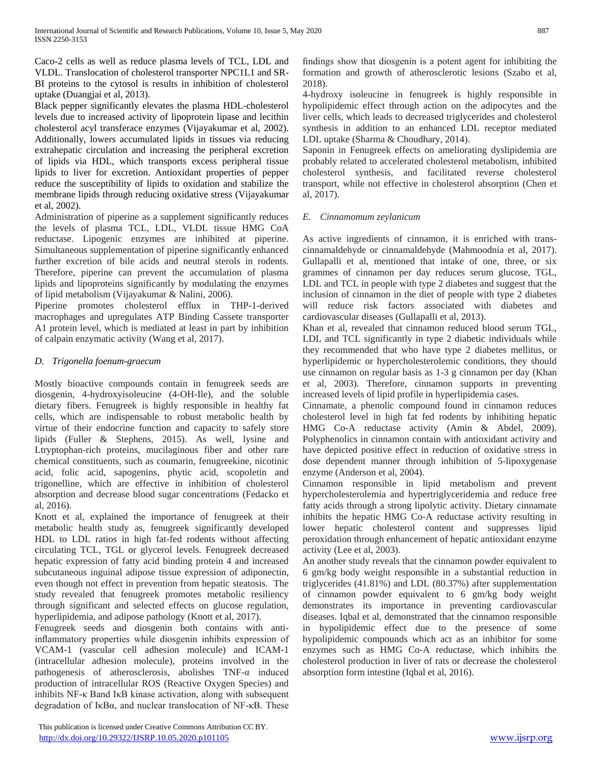Caco-2 cells as well as reduce plasma levels of TCL, LDL and VLDL. Translocation of cholesterol transporter NPC1L1 and SR-BI proteins to the cytosol is results in inhibition of cholesterol uptake (Duangjai et al, 2013).

Black pepper significantly elevates the plasma HDL-cholesterol levels due to increased activity of lipoprotein lipase and lecithin cholesterol acyl transferace enzymes (Vijayakumar et al, 2002). Additionally, lowers accumulated lipids in tissues via reducing extrahepatic circulation and increasing the peripheral excretion of lipids via HDL, which transports excess peripheral tissue lipids to liver for excretion. Antioxidant properties of pepper reduce the susceptibility of lipids to oxidation and stabilize the membrane lipids through reducing oxidative stress (Vijayakumar et al, 2002).

Administration of piperine as a supplement significantly reduces the levels of plasma TCL, LDL, VLDL tissue HMG CoA reductase. Lipogenic enzymes are inhibited at piperine. Simultaneous supplementation of piperine significantly enhanced further excretion of bile acids and neutral sterols in rodents. Therefore, piperine can prevent the accumulation of plasma lipids and lipoproteins significantly by modulating the enzymes of lipid metabolism (Vijayakumar & Nalini, 2006).

Piperine promotes cholesterol efflux in THP-1-derived macrophages and upregulates ATP Binding Cassete transporter A1 protein level, which is mediated at least in part by inhibition of calpain enzymatic activity (Wang et al, 2017).

### *D. Trigonella foenum-graecum*

Mostly bioactive compounds contain in fenugreek seeds are diosgenin, 4-hydroxyisoleucine (4-OH-Ile), and the soluble dietary fibers. Fenugreek is highly responsible in healthy fat cells, which are indispensable to robust metabolic health by virtue of their endocrine function and capacity to safely store lipids (Fuller & Stephens, 2015). As well, lysine and Ltryptophan-rich proteins, mucilaginous fiber and other rare chemical constituents, such as coumarin, fenugreekine, nicotinic acid, folic acid, sapogenins, phytic acid, scopoletin and trigonelline, which are effective in inhibition of cholesterol absorption and decrease blood sugar concentrations (Fedacko et al, 2016).

Knott et al, explained the importance of fenugreek at their metabolic health study as, fenugreek significantly developed HDL to LDL ratios in high fat-fed rodents without affecting circulating TCL, TGL or glycerol levels. Fenugreek decreased hepatic expression of fatty acid binding protein 4 and increased subcutaneous inguinal adipose tissue expression of adiponectin, even though not effect in prevention from hepatic steatosis. The study revealed that fenugreek promotes metabolic resiliency through significant and selected effects on glucose regulation, hyperlipidemia, and adipose pathology (Knott et al, 2017).

Fenugreek seeds and diosgenin both contains with anti-inflammatory properties while diosgenin inhibits expression of VCAM-1 (vascular cell adhesion molecule) and ICAM-1 (intracellular adhesion molecule), proteins involved in the pathogenesis of atherosclerosis, abolishes TNF-α induced production of intracellular ROS (Reactive Oxygen Species) and inhibits NF-κ Band IκB kinase activation, along with subsequent degradation of IκBα, and nuclear translocation of NF-κB. These findings show that diosgenin is a potent agent for inhibiting the formation and growth of atherosclerotic lesions (Szabo et al, 2018).

4-hydroxy isoleucine in fenugreek is highly responsible in hypolipidemic effect through action on the adipocytes and the liver cells, which leads to decreased triglycerides and cholesterol synthesis in addition to an enhanced LDL receptor mediated LDL uptake (Sharma & Choudhary, 2014).

Saponin in Fenugreek effects on ameliorating dyslipidemia are probably related to accelerated cholesterol metabolism, inhibited cholesterol synthesis, and facilitated reverse cholesterol transport, while not effective in cholesterol absorption (Chen et al, 2017).

### *E. Cinnamomum zeylanicum*

As active ingredients of cinnamon, it is enriched with trans-cinnamaldehyde or cinnamaldehyde (Mahmoodnia et al, 2017). Gullapalli et al, mentioned that intake of one, three, or six grammes of cinnamon per day reduces serum glucose, TGL, LDL and TCL in people with type 2 diabetes and suggest that the inclusion of cinnamon in the diet of people with type 2 diabetes will reduce risk factors associated with diabetes and cardiovascular diseases (Gullapalli et al, 2013).

Khan et al, revealed that cinnamon reduced blood serum TGL, LDL and TCL significantly in type 2 diabetic individuals while they recommended that who have type 2 diabetes mellitus, or hyperlipidemic or hypercholesterolemic conditions, they should use cinnamon on regular basis as 1-3 g cinnamon per day (Khan et al, 2003). Therefore, cinnamon supports in preventing increased levels of lipid profile in hyperlipidemia cases.

Cinnamate, a phenolic compound found in cinnamon reduces cholesterol level in high fat fed rodents by inhibiting hepatic HMG Co-A reductase activity (Amin & Abdel, 2009). Polyphenolics in cinnamon contain with antioxidant activity and have depicted positive effect in reduction of oxidative stress in dose dependent manner through inhibition of 5-lipoxygenase enzyme (Anderson et al, 2004).

Cinnamon responsible in lipid metabolism and prevent hypercholesterolemia and hypertriglyceridemia and reduce free fatty acids through a strong lipolytic activity. Dietary cinnamate inhibits the hepatic HMG Co-A reductase activity resulting in lower hepatic cholesterol content and suppresses lipid peroxidation through enhancement of hepatic antioxidant enzyme activity (Lee et al, 2003).

An another study reveals that the cinnamon powder equivalent to 6 gm/kg body weight responsible in a substantial reduction in triglycerides (41.81%) and LDL (80.37%) after supplementation of cinnamon powder equivalent to 6 gm/kg body weight demonstrates its importance in preventing cardiovascular diseases. Iqbal et al, demonstrated that the cinnamon responsible in hypolipidemic effect due to the presence of some hypolipidemic compounds which act as an inhibitor for some enzymes such as HMG Co-A reductase, which inhibits the cholesterol production in liver of rats or decrease the cholesterol absorption form intestine (Iqbal et al, 2016).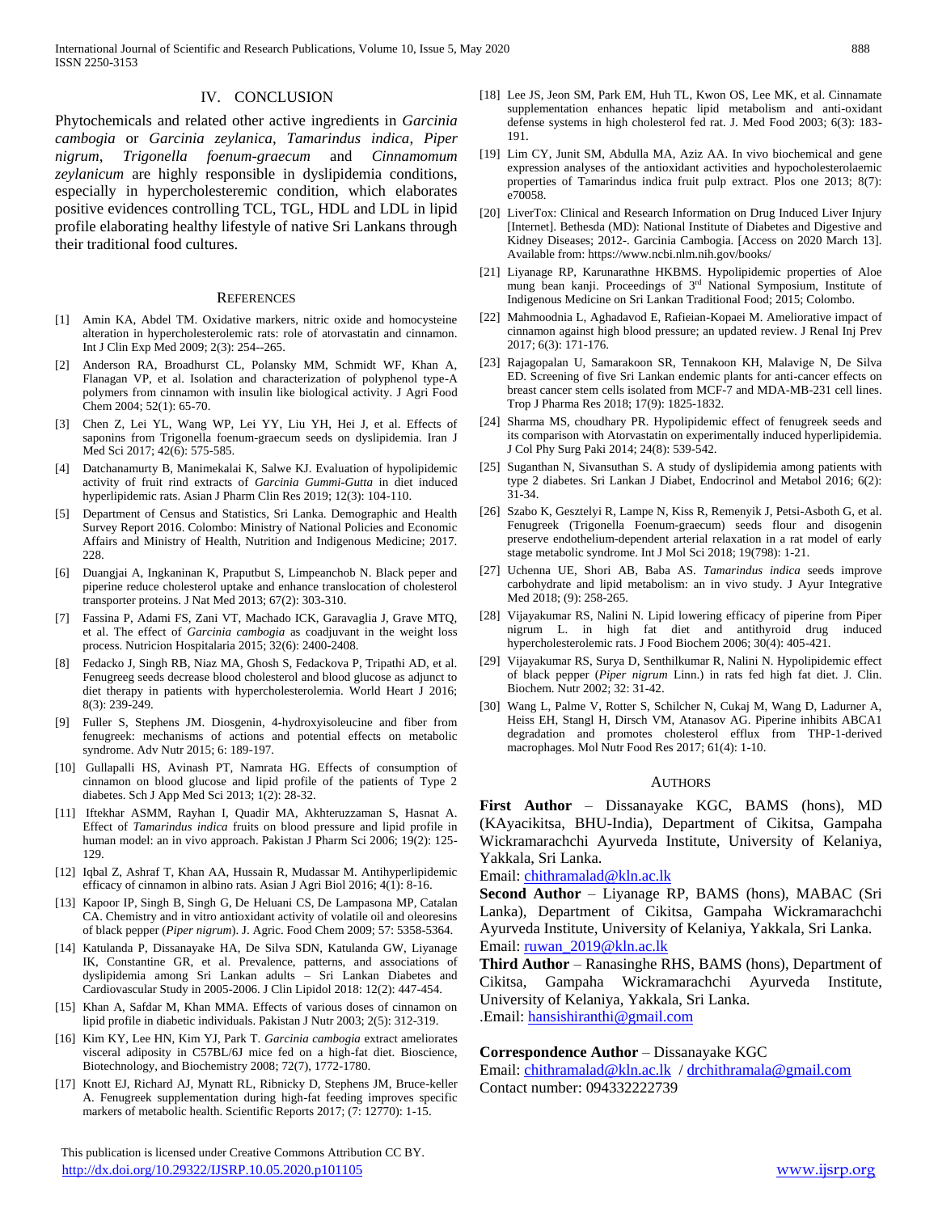## IV. CONCLUSION

Phytochemicals and related other active ingredients in *Garcinia cambogia* or *Garcinia zeylanica*, *Tamarindus indica*, *Piper nigrum*, *Trigonella foenum-graecum* and *Cinnamomum zeylanicum* are highly responsible in dyslipidemia conditions, especially in hypercholesteremic condition, which elaborates positive evidences controlling TCL, TGL, HDL and LDL in lipid profile elaborating healthy lifestyle of native Sri Lankans through their traditional food cultures.

## REFERENCES

[1] Amin KA, Abdel TM. Oxidative markers, nitric oxide and homocysteine alteration in hypercholesterolemic rats: role of atorvastatin and cinnamon. Int J Clin Exp Med 2009; 2(3): 254--265.

[2] Anderson RA, Broadhurst CL, Polansky MM, Schmidt WF, Khan A, Flanagan VP, et al. Isolation and characterization of polyphenol type-A polymers from cinnamon with insulin like biological activity. J Agri Food Chem 2004; 52(1): 65-70.

[3] Chen Z, Lei YL, Wang WP, Lei YY, Liu YH, Hei J, et al. Effects of saponins from Trigonella foenum-graecum seeds on dyslipidemia. Iran J Med Sci 2017; 42(6): 575-585.

[4] Datchanamurty B, Manimekalai K, Salwe KJ. Evaluation of hypolipidemic activity of fruit rind extracts of *Garcinia Gummi-Gutta* in diet induced hyperlipidemic rats. Asian J Pharm Clin Res 2019; 12(3): 104-110.

[5] Department of Census and Statistics, Sri Lanka. Demographic and Health Survey Report 2016. Colombo: Ministry of National Policies and Economic Affairs and Ministry of Health, Nutrition and Indigenous Medicine; 2017. 228.

[6] Duangjai A, Ingkaninan K, Praputbut S, Limpeanchob N. Black pepper and piperine reduce cholesterol uptake and enhance translocation of cholesterol transporter proteins. J Nat Med 2013; 67(2): 303-310.

[7] Fassina P, Adami FS, Zani VT, Machado ICK, Garavaglia J, Grave MTQ, et al. The effect of *Garcinia cambogia* as coadjuvant in the weight loss process. Nutricion Hospitalaria 2015; 32(6): 2400-2408.

[8] Fedacko J, Singh RB, Niaz MA, Ghosh S, Fedackova P, Tripathi AD, et al. Fenugreeg seeds decrease blood cholesterol and blood glucose as adjunct to diet therapy in patients with hypercholesterolemia. World Heart J 2016; 8(3): 239-249.

[9] Fuller S, Stephens JM. Diosgenin, 4-hydroxyisoleucine and fiber from fenugreek: mechanisms of actions and potential effects on metabolic syndrome. Adv Nutr 2015; 6: 189-197.

[10] Gullapalli HS, Avinash PT, Namrata HG. Effects of consumption of cinnamon on blood glucose and lipid profile of the patients of Type 2 diabetes. Sch J App Med Sci 2013; 1(2): 28-32.

[11] Iftekhar ASMM, Rayhan I, Quadir MA, Akhteruzzaman S, Hasnat A. Effect of *Tamarindus indica* fruits on blood pressure and lipid profile in human model: an in vivo approach. Pakistan J Pharm Sci 2006; 19(2): 125-129.

[12] Iqbal Z, Ashraf T, Khan AA, Hussain R, Mudassar M. Antihyperlipidemic efficacy of cinnamon in albino rats. Asian J Agri Biol 2016; 4(1): 8-16.

[13] Kapoor IP, Singh B, Singh G, De Heluani CS, De Lampasona MP, Catalan CA. Chemistry and in vitro antioxidant activity of volatile oil and oleoresins of black pepper (*Piper nigrum*). J. Agric. Food Chem 2009; 57: 5358-5364.

[14] Katulanda P, Dissanayake HA, De Silva SDN, Katulanda GW, Liyanage IK, Constantine GR, et al. Prevalence, patterns, and associations of dyslipidemia among Sri Lankan adults – Sri Lankan Diabetes and Cardiovascular Study in 2005-2006. J Clin Lipidol 2018: 12(2): 447-454.

[15] Khan A, Safdar M, Khan MMA. Effects of various doses of cinnamon on lipid profile in diabetic individuals. Pakistan J Nutr 2003; 2(5): 312-319.

[16] Kim KY, Lee HN, Kim YJ, Park T. *Garcinia cambogia* extract ameliorates visceral adiposity in C57BL/6J mice fed on a high-fat diet. Bioscience, Biotechnology, and Biochemistry 2008; 72(7), 1772-1780.

[17] Knott EJ, Richard AJ, Mynatt RL, Ribnicky D, Stephens JM, Bruce-keller A. Fenugreek supplementation during high-fat feeding improves specific markers of metabolic health. Scientific Reports 2017; (7: 12770): 1-15.

[18] Lee JS, Jeon SM, Park EM, Huh TL, Kwon OS, Lee MK, et al. Cinnamate supplementation enhances hepatic lipid metabolism and anti-oxidant defense systems in high cholesterol fed rat. J. Med Food 2003; 6(3): 183-191.

[19] Lim CY, Junit SM, Abdulla MA, Aziz AA. In vivo biochemical and gene expression analyses of the antioxidant activities and hypocholesterolaemic properties of Tamarindus indica fruit pulp extract. Plos one 2013; 8(7): e70058.

[20] LiverTox: Clinical and Research Information on Drug Induced Liver Injury [Internet]. Bethesda (MD): National Institute of Diabetes and Digestive and Kidney Diseases; 2012-. Garcinia Cambogia. [Access on 2020 March 13]. Available from: https://www.ncbi.nlm.nih.gov/books/

[21] Liyanage RP, Karunarathne HKBMS. Hypolipidemic properties of Aloe mung bean kanji. Proceedings of 3rd National Symposium, Institute of Indigenous Medicine on Sri Lankan Traditional Food; 2015; Colombo.

[22] Mahmoodnia L, Aghadavod E, Rafieian-Kopaei M. Ameliorative impact of cinnamon against high blood pressure; an updated review. J Renal Inj Prev 2017; 6(3): 171-176.

[23] Rajagopalan U, Samarakoon SR, Tennakoon KH, Malavige N, De Silva ED. Screening of five Sri Lankan endemic plants for anti-cancer effects on breast cancer stem cells isolated from MCF-7 and MDA-MB-231 cell lines. Trop J Pharma Res 2018; 17(9): 1825-1832.

[24] Sharma MS, choudhary PR. Hypolipidemic effect of fenugreek seeds and its comparison with Atorvastatin on experimentally induced hyperlipidemia. J Col Phy Surg Paki 2014; 24(8): 539-542.

[25] Suganthan N, Sivansuthan S. A study of dyslipidemia among patients with type 2 diabetes. Sri Lankan J Diabet, Endocrinol and Metabol 2016; 6(2): 31-34.

[26] Szabo K, Gesztelyi R, Lampe N, Kiss R, Remenyik J, Petsi-Asboth G, et al. Fenugreek (Trigonella Foenum-graecum) seeds flour and disogenin preserve endothelium-dependent arterial relaxation in a rat model of early stage metabolic syndrome. Int J Mol Sci 2018; 19(798): 1-21.

[27] Uchenna UE, Shori AB, Baba AS. *Tamarindus indica* seeds improve carbohydrate and lipid metabolism: an in vivo study. J Ayur Integrative Med 2018; (9): 258-265.

[28] Vijayakumar RS, Nalini N. Lipid lowering efficacy of piperine from Piper nigrum L. in high fat diet and antithyroid drug induced hypercholesterolemic rats. J Food Biochem 2006; 30(4): 405-421.

[29] Vijayakumar RS, Surya D, Senthilkumar R, Nalini N. Hypolipidemic effect of black pepper (*Piper nigrum* Linn.) in rats fed high fat diet. J. Clin. Biochem. Nutr 2002; 32: 31-42.

[30] Wang L, Palme V, Rotter S, Schilcher N, Cukaj M, Wang D, Ladurner A, Heiss EH, Stangl H, Dirsch VM, Atanasov AG. Piperine inhibits ABCA1 degradation and promotes cholesterol efflux from THP-1-derived macrophages. Mol Nutr Food Res 2017; 61(4): 1-10.

## AUTHORS

**First Author** – Dissanayake KGC, BAMS (hons), MD (KAyacikitsa, BHU-India), Department of Cikitsa, Gampaha Wickramarachchi Ayurveda Institute, University of Kelaniya, Yakkala, Sri Lanka.
Email: chithramalad@kln.ac.lk

**Second Author** – Liyanage RP, BAMS (hons), MABAC (Sri Lanka), Department of Cikitsa, Gampaha Wickramarachchi Ayurveda Institute, University of Kelaniya, Yakkala, Sri Lanka.
Email: ruwan_2019@kln.ac.lk

**Third Author** – Ranasinghe RHS, BAMS (hons), Department of Cikitsa, Gampaha Wickramarachchi Ayurveda Institute, University of Kelaniya, Yakkala, Sri Lanka.
.Email: hansishiranthi@gmail.com

**Correspondence Author** – Dissanayake KGC
Email: chithramalad@kln.ac.lk / drchithramala@gmail.com
Contact number: 094332222739

This publication is licensed under Creative Commons Attribution CC BY.
http://dx.doi.org/10.29322/IJSRP.10.05.2020.p101105